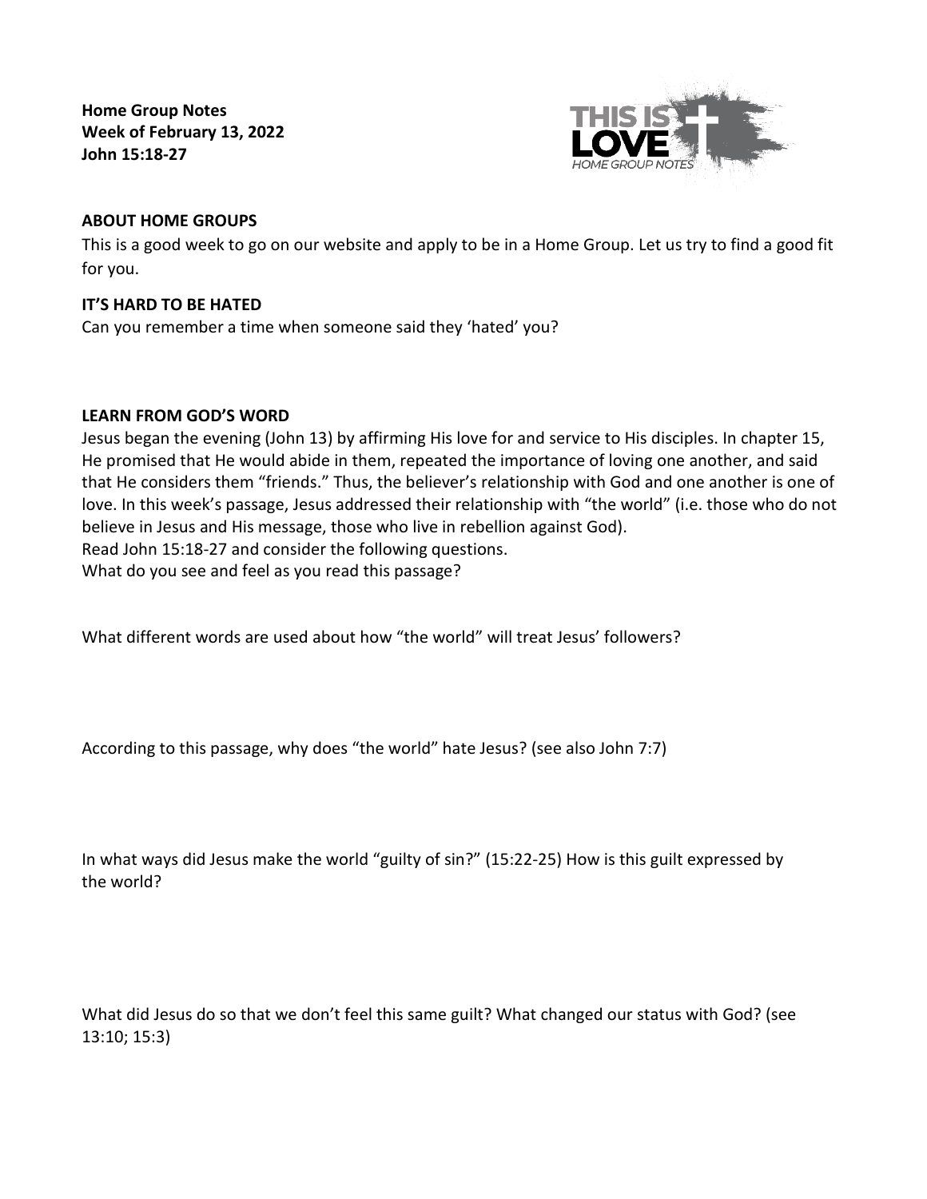**Home Group Notes**
**Week of February 13, 2022**
**John 15:18-27**

**ABOUT HOME GROUPS**

This is a good week to go on our website and apply to be in a Home Group. Let us try to find a good fit for you.

**IT'S HARD TO BE HATED**

Can you remember a time when someone said they 'hated' you?

**LEARN FROM GOD'S WORD**

Jesus began the evening (John 13) by affirming His love for and service to His disciples. In chapter 15, He promised that He would abide in them, repeated the importance of loving one another, and said that He considers them "friends." Thus, the believer's relationship with God and one another is one of love. In this week's passage, Jesus addressed their relationship with "the world" (i.e. those who do not believe in Jesus and His message, those who live in rebellion against God).

Read John 15:18-27 and consider the following questions.

What do you see and feel as you read this passage?

What different words are used about how "the world" will treat Jesus' followers?

According to this passage, why does "the world" hate Jesus? (see also John 7:7)

In what ways did Jesus make the world "guilty of sin?" (15:22-25) How is this guilt expressed by the world?

What did Jesus do so that we don't feel this same guilt? What changed our status with God? (see 13:10; 15:3)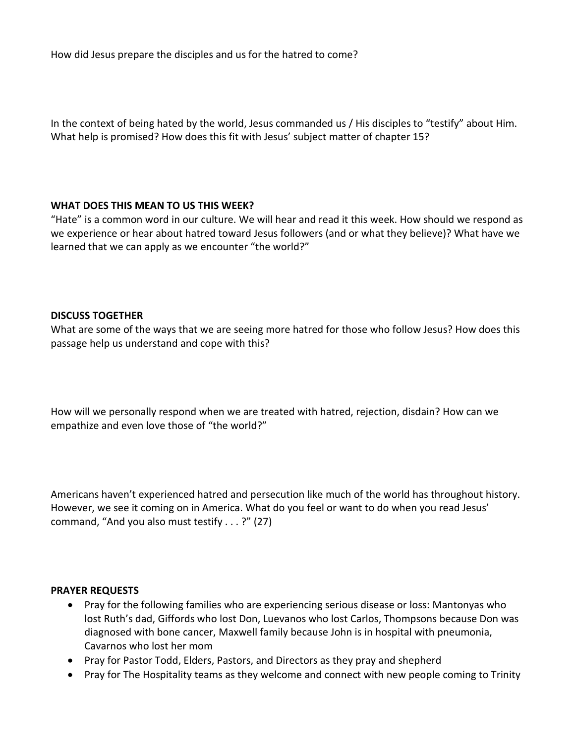How did Jesus prepare the disciples and us for the hatred to come?

In the context of being hated by the world, Jesus commanded us / His disciples to "testify" about Him. What help is promised? How does this fit with Jesus' subject matter of chapter 15?

**WHAT DOES THIS MEAN TO US THIS WEEK?**

"Hate" is a common word in our culture. We will hear and read it this week. How should we respond as we experience or hear about hatred toward Jesus followers (and or what they believe)? What have we learned that we can apply as we encounter "the world?"

**DISCUSS TOGETHER**

What are some of the ways that we are seeing more hatred for those who follow Jesus? How does this passage help us understand and cope with this?

How will we personally respond when we are treated with hatred, rejection, disdain? How can we empathize and even love those of "the world?"

Americans haven't experienced hatred and persecution like much of the world has throughout history. However, we see it coming on in America. What do you feel or want to do when you read Jesus' command, "And you also must testify . . . ?" (27)

**PRAYER REQUESTS**

- Pray for the following families who are experiencing serious disease or loss: Mantonyas who lost Ruth's dad, Giffords who lost Don, Luevanos who lost Carlos, Thompsons because Don was diagnosed with bone cancer, Maxwell family because John is in hospital with pneumonia, Cavarnos who lost her mom
- Pray for Pastor Todd, Elders, Pastors, and Directors as they pray and shepherd
- Pray for The Hospitality teams as they welcome and connect with new people coming to Trinity